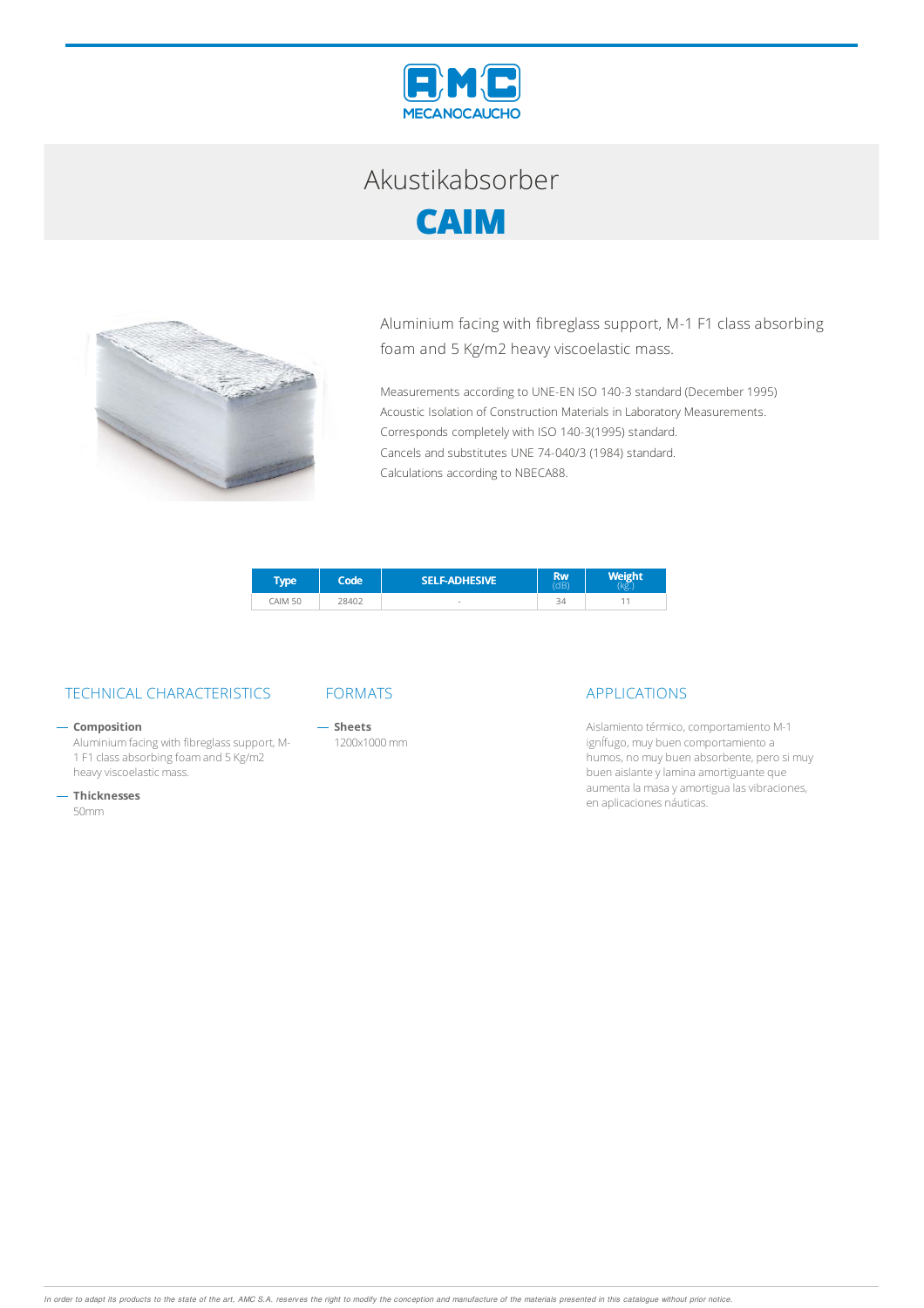# Akustikabsorber

## CAIM

Aluminium facing with fibreglass support, M-1 F1 class absorbing foam and 5 Kg/m2 heavy viscoelastic mass.

Measurements according to UNE-EN ISO 140-3 standard (December 1995)
Acoustic Isolation of Construction Materials in Laboratory Measurements.
Corresponds completely with ISO 140-3(1995) standard.
Cancels and substitutes UNE 74-040/3 (1984) standard.
Calculations according to NBECA88.

| Type | Code | SELF-ADHESIVE | Rw (dB) | Weight (kg.) |
|---|---|---|---|---|
| CAIM 50 | 28402 | - | 34 | 11 |

### TECHNICAL CHARACTERISTICS

- **Composition**
  Aluminium facing with fibreglass support, M-1 F1 class absorbing foam and 5 Kg/m2 heavy viscoelastic mass.
- **Thicknesses**
  50mm

### FORMATS

- **Sheets**
  1200x1000 mm

### APPLICATIONS

Aislamiento térmico, comportamiento M-1 ignÍfugo, muy buen comportamiento a humos, no muy buen absorbente, pero si muy buen aislante y lamina amortiguante que aumenta la masa y amortigua las vibraciones, en aplicaciones náuticas.

*In order to adapt its products to the state of the art, AMC S.A. reserves the right to modify the conception and manufacture of the materials presented in this catalogue without prior notice.*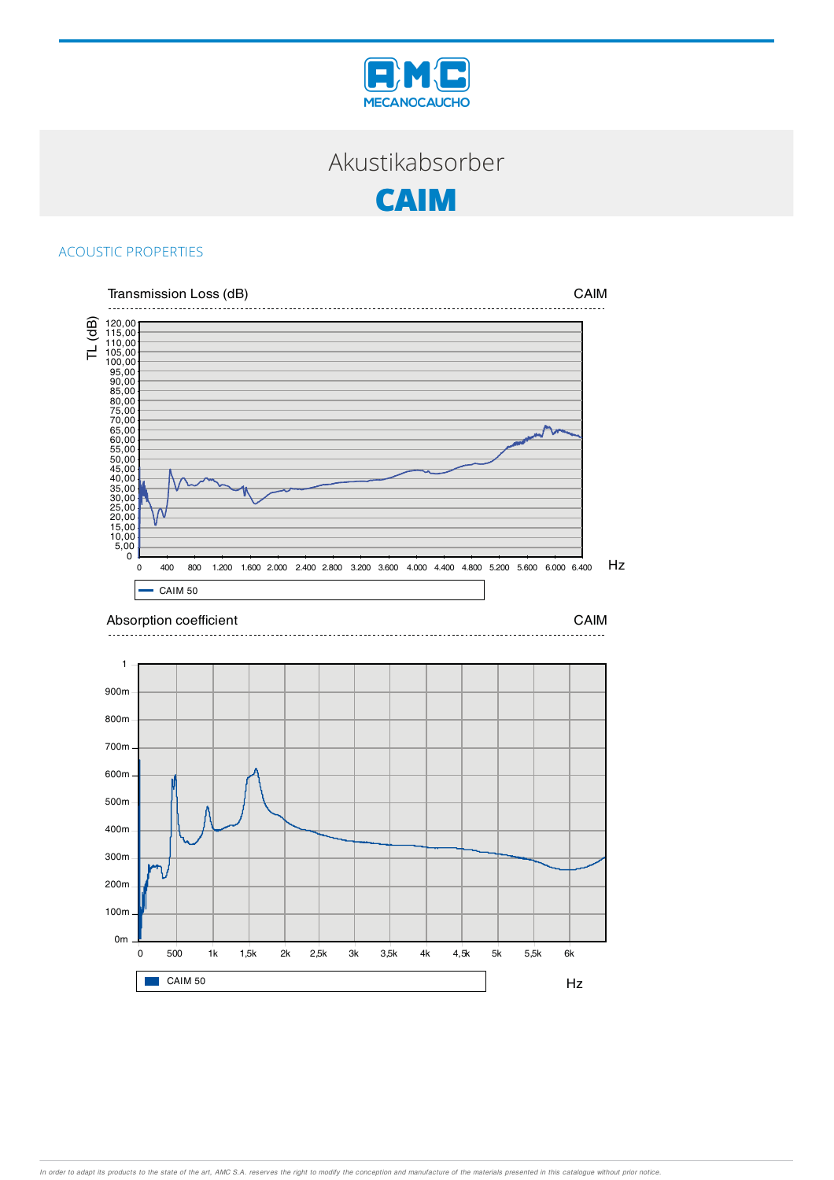# Akustikabsorber

# CAIM

## ACOUSTIC PROPERTIES

Transmission Loss (dB)

CAIM

TL (dB)

120,00
115,00
110,00
105,00
100,00
95,00
90,00
85,00
80,00
75,00
70,00
65,00
60,00
55,00
50,00
45,00
40,00
35,00
30,00
25,00
20,00
15,00
10,00
5,00
0

0 400 800 1.200 1.600 2.000 2.400 2.800 3.200 3.600 4.000 4.400 4.800 5.200 5.600 6.000 6.400

Hz

CAIM 50

Absorption coefficient

CAIM

1
900m
800m
700m
600m
500m
400m
300m
200m
100m
0m

0 500 1k 1,5k 2k 2,5k 3k 3,5k 4k 4,5k 5k 5,5k 6k

CAIM 50

Hz

*In order to adapt its products to the state of the art, AMC S.A. reserves the right to modify the conception and manufacture of the materials presented in this catalogue without prior notice.*